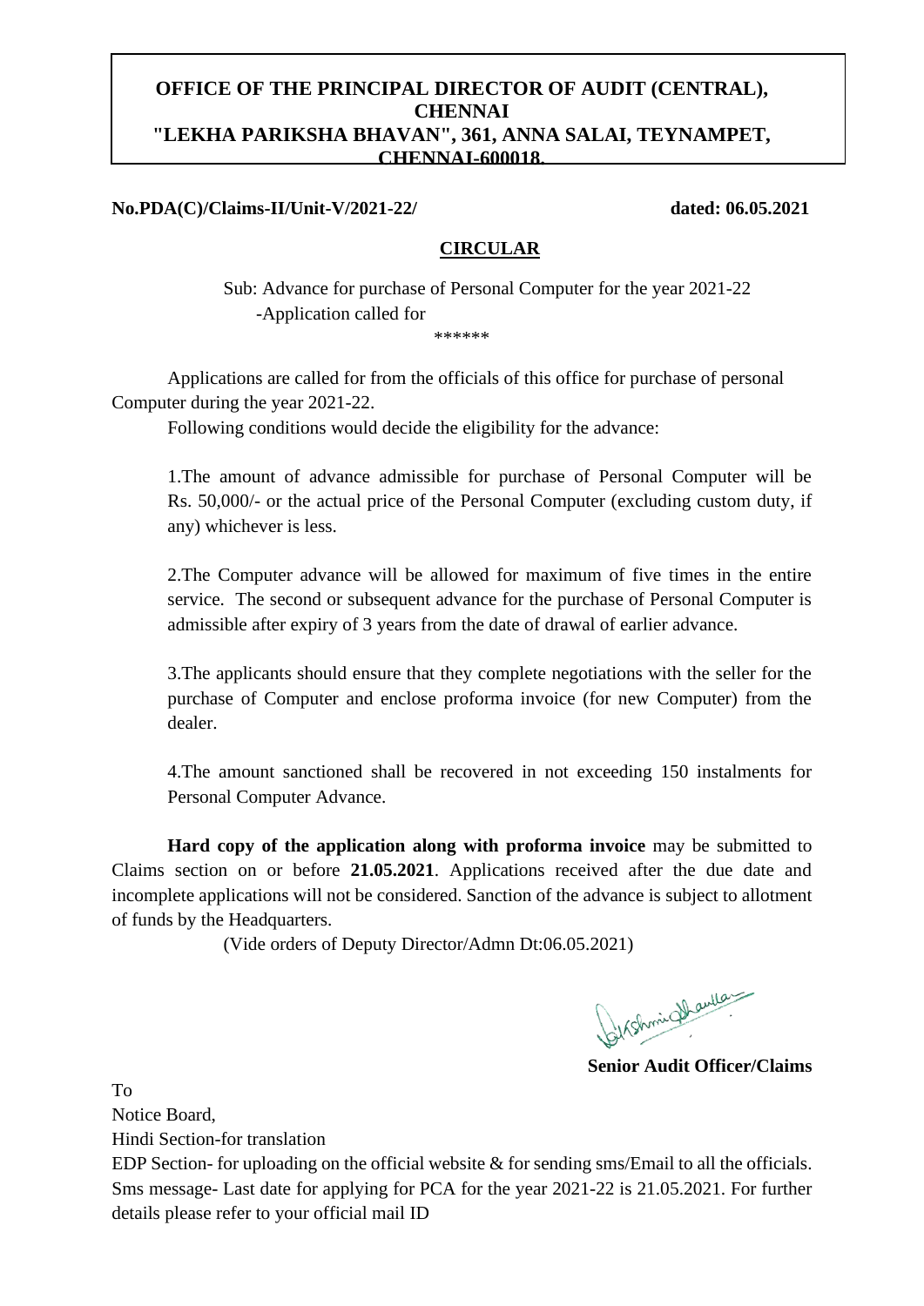# OFFICE OF THE PRINCIPAL DIRECTOR OF AUDIT (CENTRAL), CHENNAI
# "LEKHA PARIKSHA BHAVAN", 361, ANNA SALAI, TEYNAMPET, CHENNAI-600018.

**No.PDA(C)/Claims-II/Unit-V/2021-22/** **dated: 06.05.2021**

## CIRCULAR

Sub: Advance for purchase of Personal Computer for the year 2021-22 -Application called for

******

Applications are called for from the officials of this office for purchase of personal Computer during the year 2021-22.

Following conditions would decide the eligibility for the advance:

1.The amount of advance admissible for purchase of Personal Computer will be Rs. 50,000/- or the actual price of the Personal Computer (excluding custom duty, if any) whichever is less.

2.The Computer advance will be allowed for maximum of five times in the entire service. The second or subsequent advance for the purchase of Personal Computer is admissible after expiry of 3 years from the date of drawal of earlier advance.

3.The applicants should ensure that they complete negotiations with the seller for the purchase of Computer and enclose proforma invoice (for new Computer) from the dealer.

4.The amount sanctioned shall be recovered in not exceeding 150 instalments for Personal Computer Advance.

**Hard copy of the application along with proforma invoice** may be submitted to Claims section on or before **21.05.2021**. Applications received after the due date and incomplete applications will not be considered. Sanction of the advance is subject to allotment of funds by the Headquarters.

(Vide orders of Deputy Director/Admn Dt:06.05.2021)

**Senior Audit Officer/Claims**

To

Notice Board,

Hindi Section-for translation

EDP Section- for uploading on the official website & for sending sms/Email to all the officials.

Sms message- Last date for applying for PCA for the year 2021-22 is 21.05.2021. For further details please refer to your official mail ID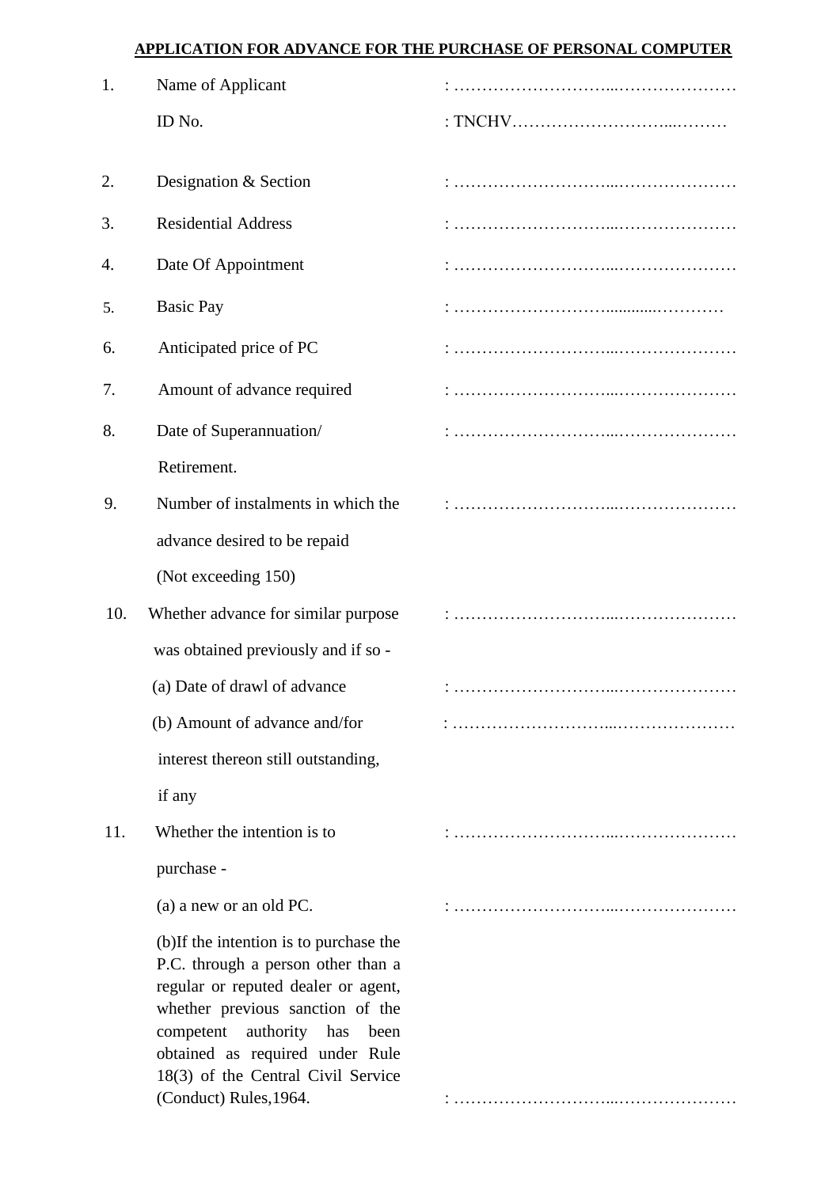**APPLICATION FOR ADVANCE FOR THE PURCHASE OF PERSONAL COMPUTER**

| | | |
|---|---|---|
| 1. | Name of Applicant | : ………………………...………………… |
| | ID No. | : TNCHV……………………...……… |
| 2. | Designation & Section | : ………………………...………………… |
| 3. | Residential Address | : ………………………...………………… |
| 4. | Date Of Appointment | : ………………………...………………… |
| 5. | Basic Pay | : ……………………...........………… |
| 6. | Anticipated price of PC | : ………………………...………………… |
| 7. | Amount of advance required | : ………………………...………………… |
| 8. | Date of Superannuation/ Retirement. | : ………………………...………………… |
| 9. | Number of instalments in which the advance desired to be repaid (Not exceeding 150) | : ………………………...………………… |
| 10. | Whether advance for similar purpose was obtained previously and if so - | : ………………………...………………… |
| | (a) Date of drawl of advance | : ………………………...………………… |
| | (b) Amount of advance and/for interest thereon still outstanding, if any | : ………………………...………………… |
| 11. | Whether the intention is to purchase - | : ………………………...………………… |
| | (a) a new or an old PC. | : ………………………...………………… |
| | (b)If the intention is to purchase the P.C. through a person other than a regular or reputed dealer or agent, whether previous sanction of the competent authority has been obtained as required under Rule 18(3) of the Central Civil Service (Conduct) Rules,1964. | : ………………………...………………… |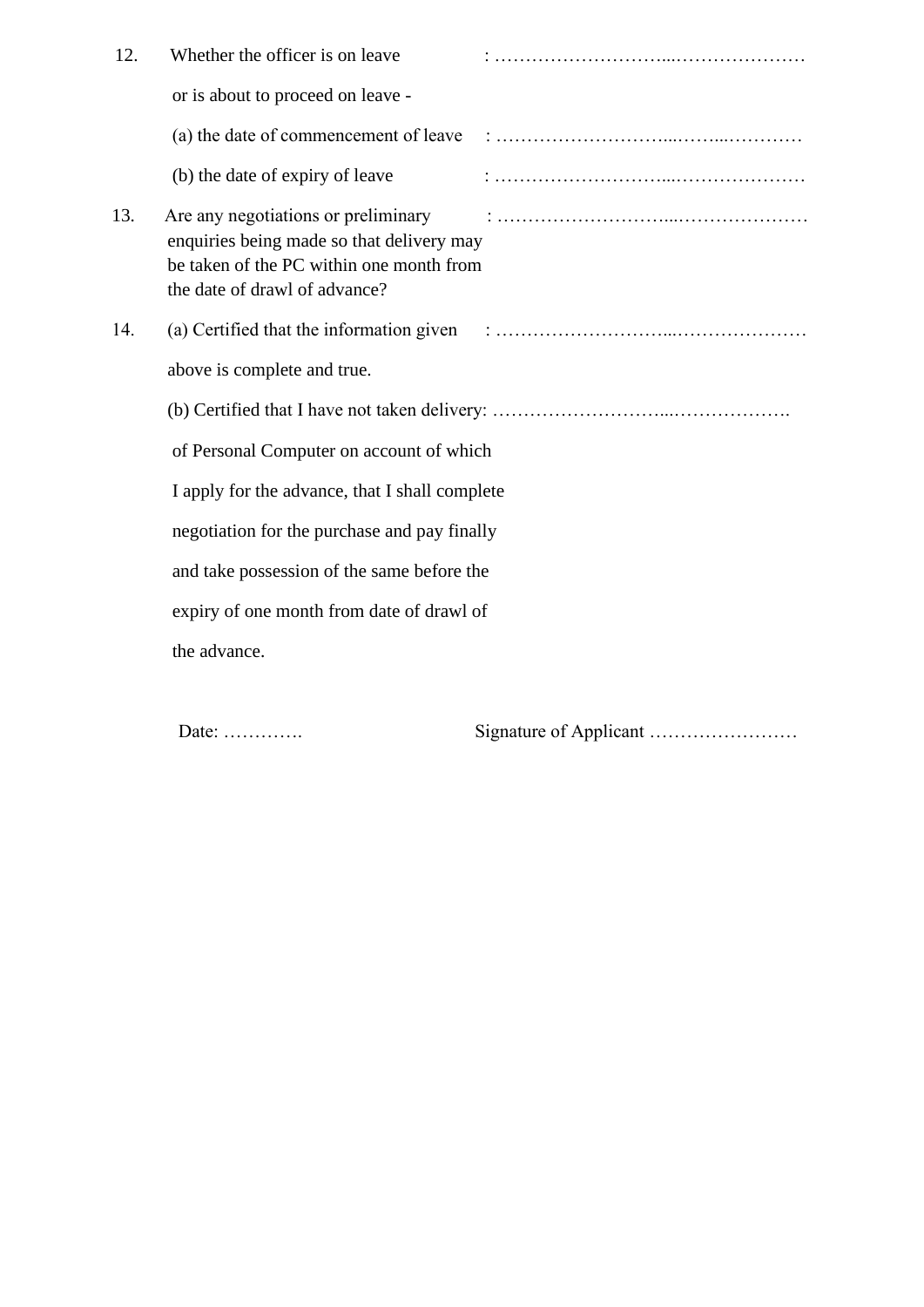12. Whether the officer is on leave : ………………………...…………………

    or is about to proceed on leave -

    (a) the date of commencement of leave : ………………………...……...…………

    (b) the date of expiry of leave : ………………………...…………………

13. Are any negotiations or preliminary enquiries being made so that delivery may be taken of the PC within one month from the date of drawl of advance? : ………………………...…………………

14. (a) Certified that the information given above is complete and true. : ………………………...…………………

    (b) Certified that I have not taken delivery of Personal Computer on account of which I apply for the advance, that I shall complete negotiation for the purchase and pay finally and take possession of the same before the expiry of one month from date of drawl of the advance. : ………………………...……………….

Date: ………….                                        Signature of Applicant ……………………